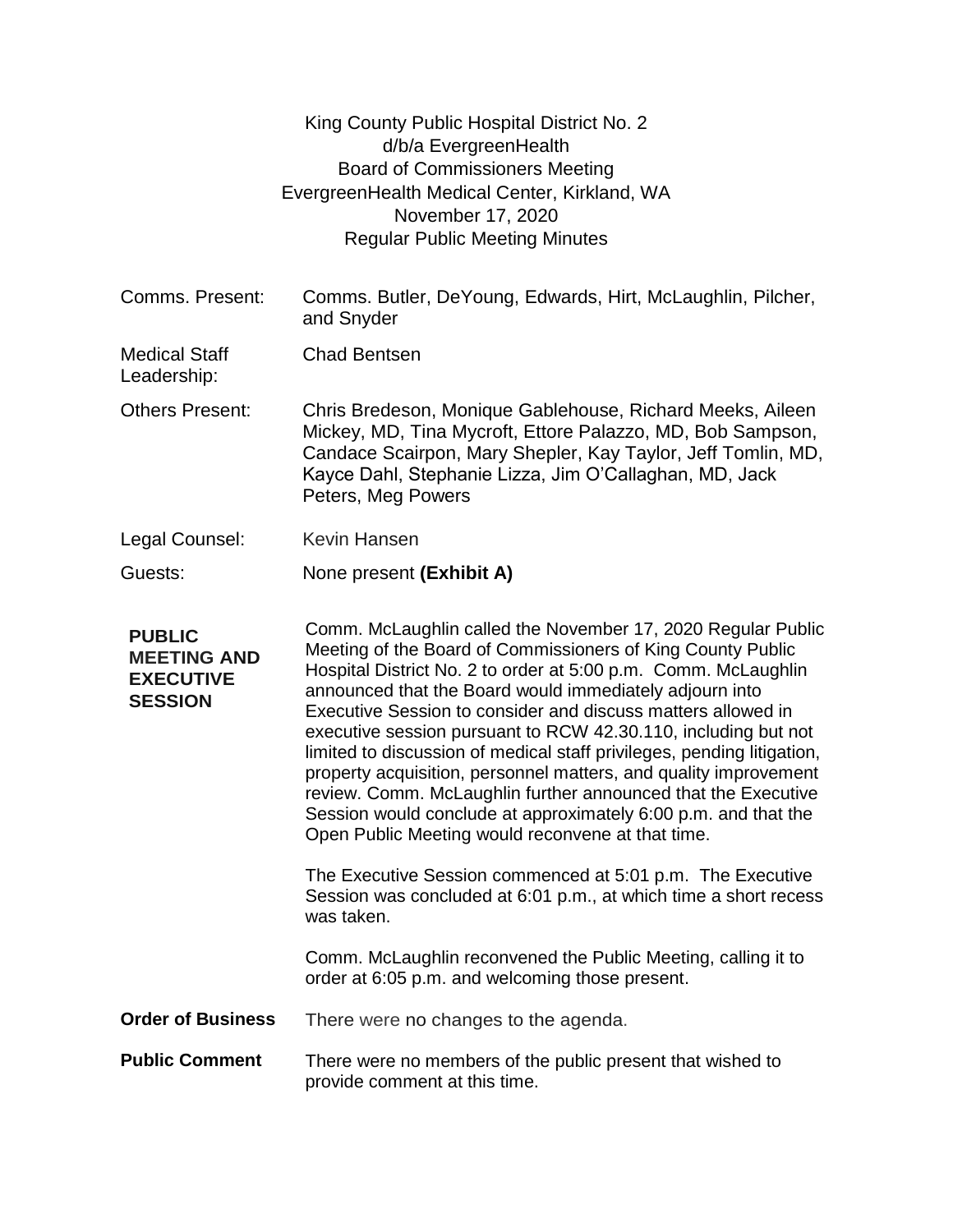King County Public Hospital District No. 2
d/b/a EvergreenHealth
Board of Commissioners Meeting
EvergreenHealth Medical Center, Kirkland, WA
November 17, 2020
Regular Public Meeting Minutes

| | |
|---|---|
| Comms. Present: | Comms. Butler, DeYoung, Edwards, Hirt, McLaughlin, Pilcher, and Snyder |
| Medical Staff Leadership: | Chad Bentsen |
| Others Present: | Chris Bredeson, Monique Gablehouse, Richard Meeks, Aileen Mickey, MD, Tina Mycroft, Ettore Palazzo, MD, Bob Sampson, Candace Scairpon, Mary Shepler, Kay Taylor, Jeff Tomlin, MD, Kayce Dahl, Stephanie Lizza, Jim O'Callaghan, MD, Jack Peters, Meg Powers |
| Legal Counsel: | Kevin Hansen |
| Guests: | None present **(Exhibit A)** |

**PUBLIC MEETING AND EXECUTIVE SESSION**

Comm. McLaughlin called the November 17, 2020 Regular Public Meeting of the Board of Commissioners of King County Public Hospital District No. 2 to order at 5:00 p.m. Comm. McLaughlin announced that the Board would immediately adjourn into Executive Session to consider and discuss matters allowed in executive session pursuant to RCW 42.30.110, including but not limited to discussion of medical staff privileges, pending litigation, property acquisition, personnel matters, and quality improvement review. Comm. McLaughlin further announced that the Executive Session would conclude at approximately 6:00 p.m. and that the Open Public Meeting would reconvene at that time.

The Executive Session commenced at 5:01 p.m. The Executive Session was concluded at 6:01 p.m., at which time a short recess was taken.

Comm. McLaughlin reconvened the Public Meeting, calling it to order at 6:05 p.m. and welcoming those present.

**Order of Business**

There were no changes to the agenda.

**Public Comment**

There were no members of the public present that wished to provide comment at this time.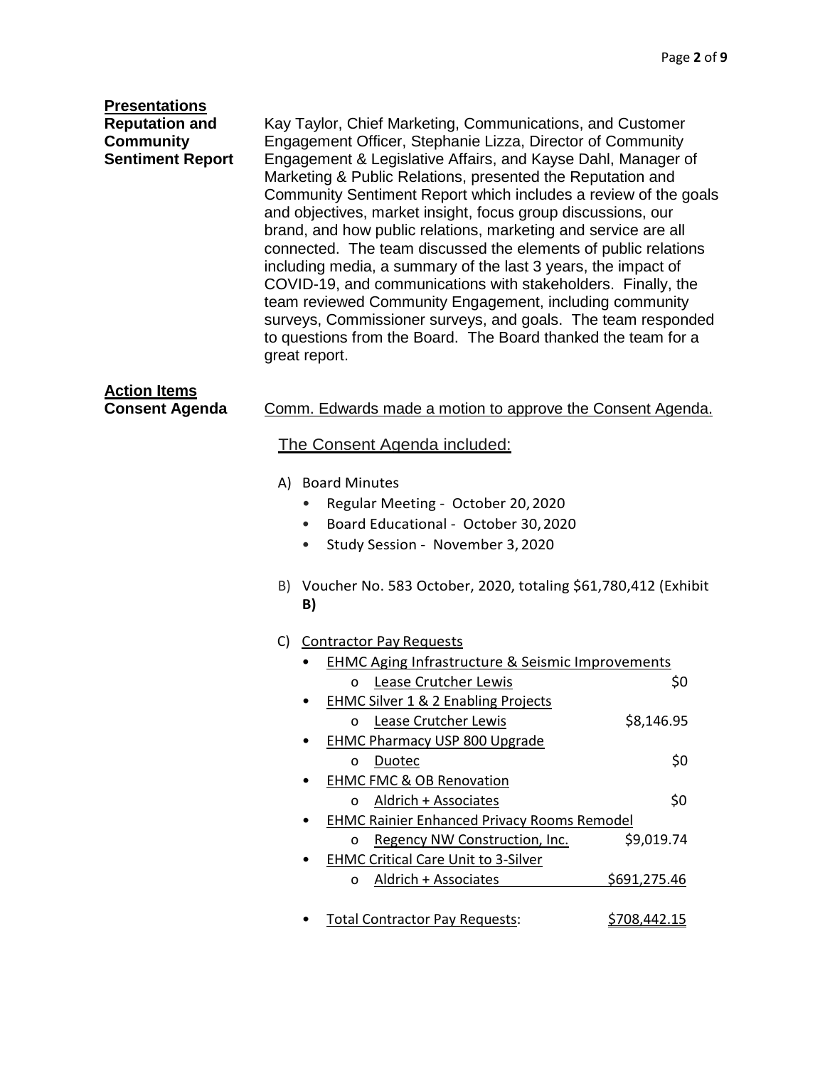## Presentations

**Reputation and Community Sentiment Report**

Kay Taylor, Chief Marketing, Communications, and Customer Engagement Officer, Stephanie Lizza, Director of Community Engagement & Legislative Affairs, and Kayse Dahl, Manager of Marketing & Public Relations, presented the Reputation and Community Sentiment Report which includes a review of the goals and objectives, market insight, focus group discussions, our brand, and how public relations, marketing and service are all connected. The team discussed the elements of public relations including media, a summary of the last 3 years, the impact of COVID-19, and communications with stakeholders. Finally, the team reviewed Community Engagement, including community surveys, Commissioner surveys, and goals. The team responded to questions from the Board. The Board thanked the team for a great report.

## Action Items

**Consent Agenda**

Comm. Edwards made a motion to approve the Consent Agenda.

The Consent Agenda included:

A) Board Minutes
- Regular Meeting - October 20, 2020
- Board Educational - October 30, 2020
- Study Session - November 3, 2020

B) Voucher No. 583 October, 2020, totaling $61,780,412 (Exhibit **B)**

C) Contractor Pay Requests
- EHMC Aging Infrastructure & Seismic Improvements
  - Lease Crutcher Lewis — $0
- EHMC Silver 1 & 2 Enabling Projects
  - Lease Crutcher Lewis — $8,146.95
- EHMC Pharmacy USP 800 Upgrade
  - Duotec — $0
- EHMC FMC & OB Renovation
  - Aldrich + Associates — $0
- EHMC Rainier Enhanced Privacy Rooms Remodel
  - Regency NW Construction, Inc. — $9,019.74
- EHMC Critical Care Unit to 3-Silver
  - Aldrich + Associates — $691,275.46

- Total Contractor Pay Requests: $708,442.15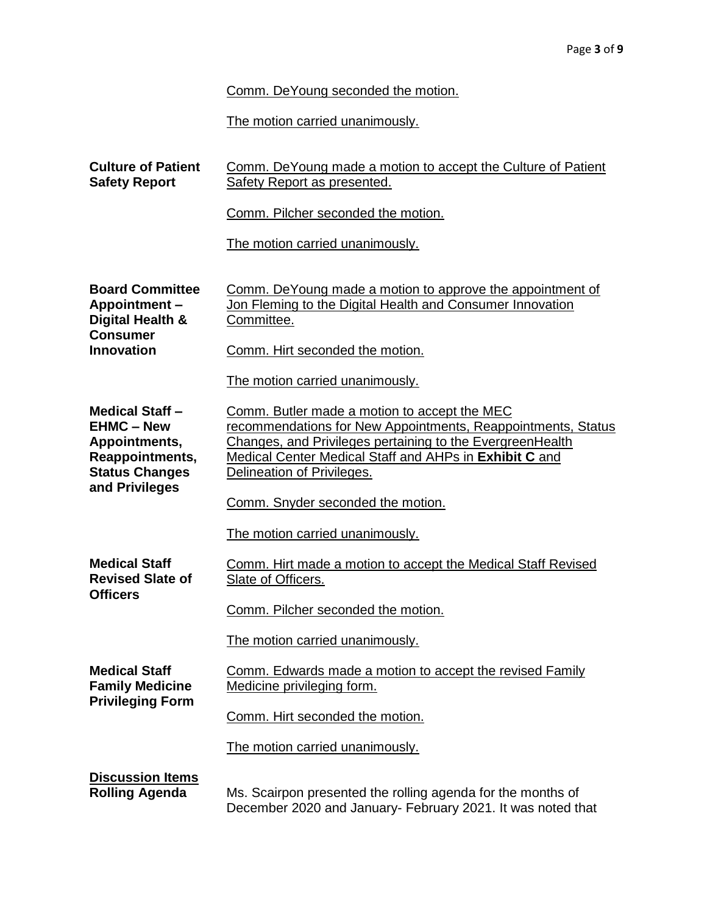Comm. DeYoung seconded the motion.

The motion carried unanimously.

| | |
|---|---|
| **Culture of Patient Safety Report** | Comm. DeYoung made a motion to accept the Culture of Patient Safety Report as presented.<br><br>Comm. Pilcher seconded the motion.<br><br>The motion carried unanimously. |
| **Board Committee Appointment – Digital Health & Consumer Innovation** | Comm. DeYoung made a motion to approve the appointment of Jon Fleming to the Digital Health and Consumer Innovation Committee.<br><br>Comm. Hirt seconded the motion.<br><br>The motion carried unanimously. |
| **Medical Staff – EHMC – New Appointments, Reappointments, Status Changes and Privileges** | Comm. Butler made a motion to accept the MEC recommendations for New Appointments, Reappointments, Status Changes, and Privileges pertaining to the EvergreenHealth Medical Center Medical Staff and AHPs in **Exhibit C** and Delineation of Privileges.<br><br>Comm. Snyder seconded the motion.<br><br>The motion carried unanimously. |
| **Medical Staff Revised Slate of Officers** | Comm. Hirt made a motion to accept the Medical Staff Revised Slate of Officers.<br><br>Comm. Pilcher seconded the motion.<br><br>The motion carried unanimously. |
| **Medical Staff Family Medicine Privileging Form** | Comm. Edwards made a motion to accept the revised Family Medicine privileging form.<br><br>Comm. Hirt seconded the motion.<br><br>The motion carried unanimously. |

## Discussion Items

| | |
|---|---|
| **Rolling Agenda** | Ms. Scairpon presented the rolling agenda for the months of December 2020 and January- February 2021. It was noted that |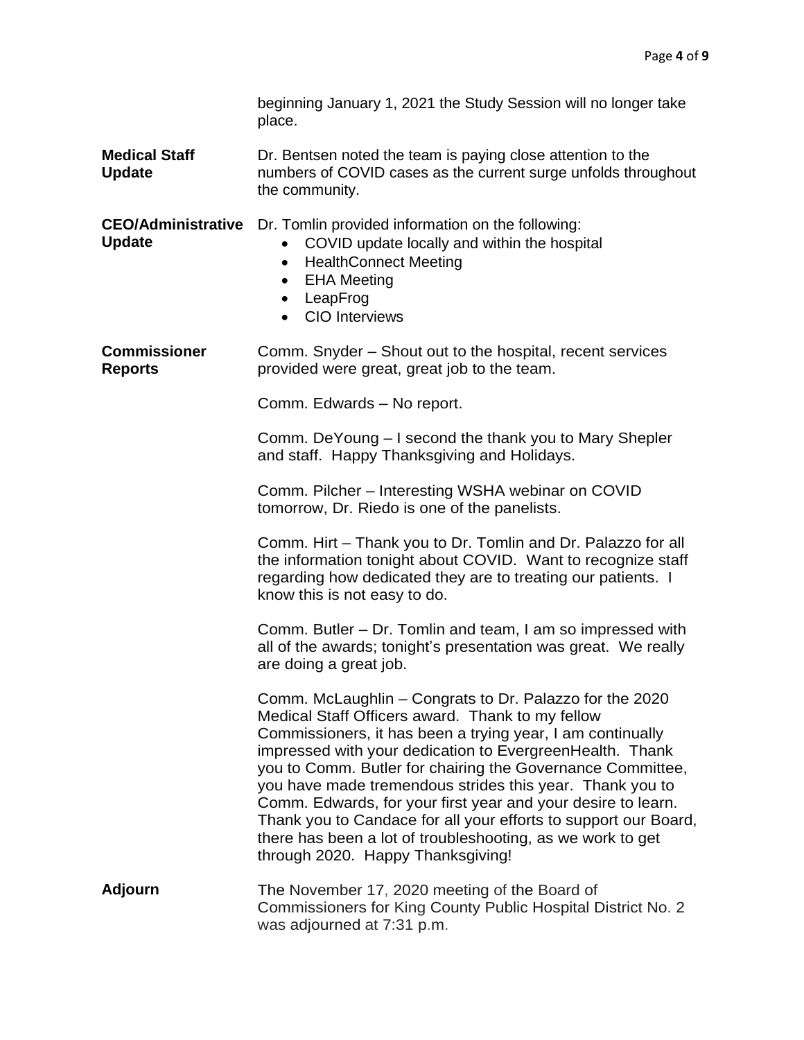beginning January 1, 2021 the Study Session will no longer take place.

**Medical Staff Update**

Dr. Bentsen noted the team is paying close attention to the numbers of COVID cases as the current surge unfolds throughout the community.

**CEO/Administrative Update**

Dr. Tomlin provided information on the following:

- COVID update locally and within the hospital
- HealthConnect Meeting
- EHA Meeting
- LeapFrog
- CIO Interviews

**Commissioner Reports**

Comm. Snyder – Shout out to the hospital, recent services provided were great, great job to the team.

Comm. Edwards – No report.

Comm. DeYoung – I second the thank you to Mary Shepler and staff. Happy Thanksgiving and Holidays.

Comm. Pilcher – Interesting WSHA webinar on COVID tomorrow, Dr. Riedo is one of the panelists.

Comm. Hirt – Thank you to Dr. Tomlin and Dr. Palazzo for all the information tonight about COVID. Want to recognize staff regarding how dedicated they are to treating our patients. I know this is not easy to do.

Comm. Butler – Dr. Tomlin and team, I am so impressed with all of the awards; tonight's presentation was great. We really are doing a great job.

Comm. McLaughlin – Congrats to Dr. Palazzo for the 2020 Medical Staff Officers award. Thank to my fellow Commissioners, it has been a trying year, I am continually impressed with your dedication to EvergreenHealth. Thank you to Comm. Butler for chairing the Governance Committee, you have made tremendous strides this year. Thank you to Comm. Edwards, for your first year and your desire to learn. Thank you to Candace for all your efforts to support our Board, there has been a lot of troubleshooting, as we work to get through 2020. Happy Thanksgiving!

**Adjourn**

The November 17, 2020 meeting of the Board of Commissioners for King County Public Hospital District No. 2 was adjourned at 7:31 p.m.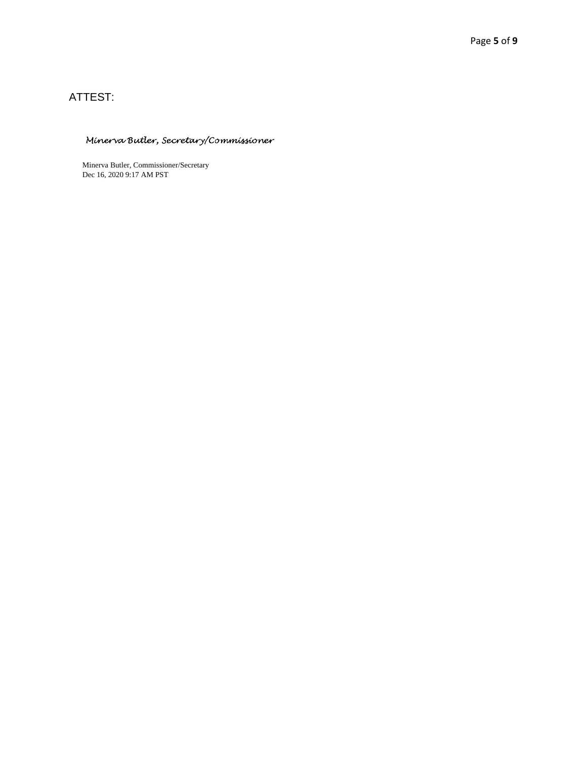ATTEST:

*Minerva Butler, Secretary/Commissioner*

Minerva Butler, Commissioner/Secretary
Dec 16, 2020 9:17 AM PST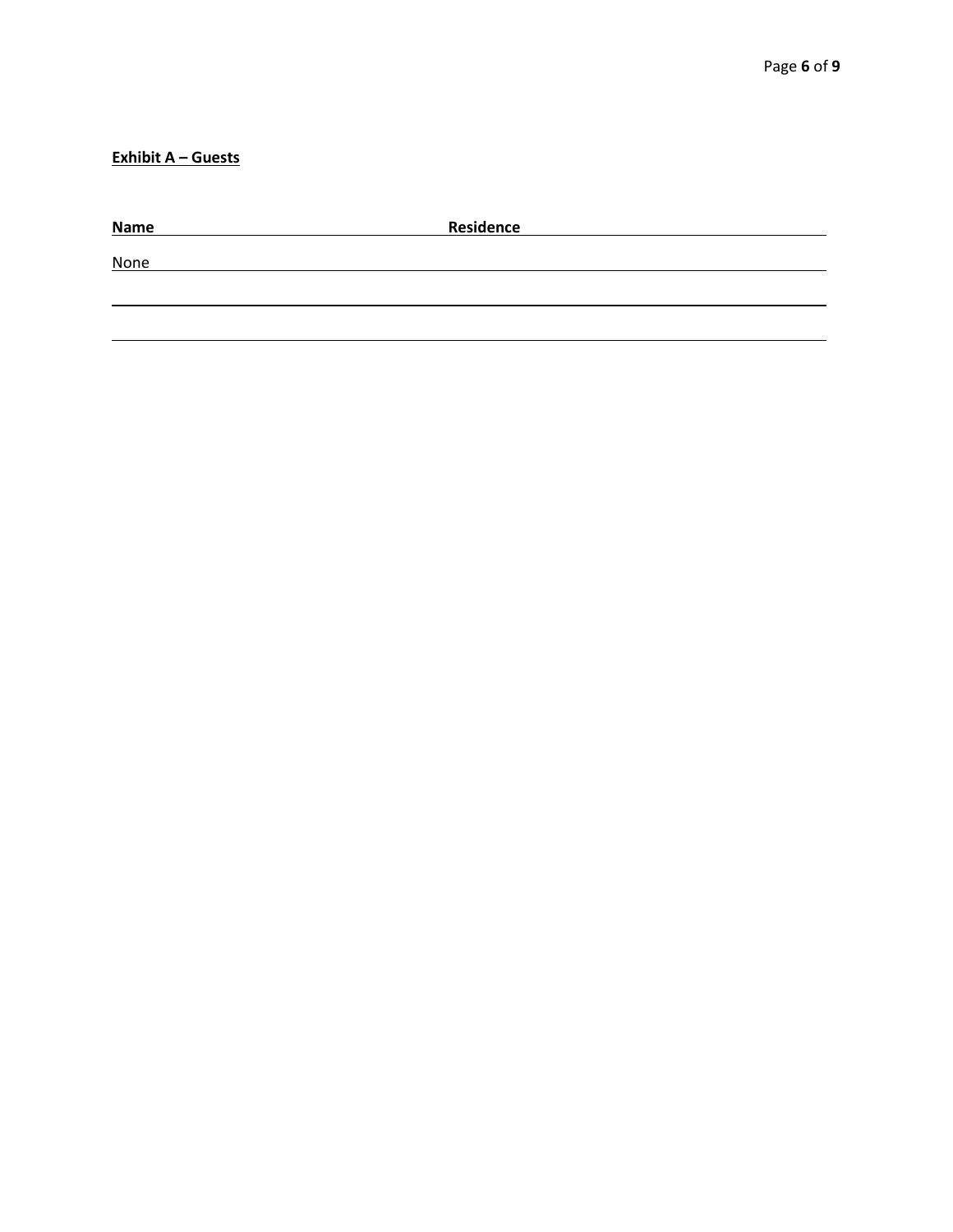**Exhibit A – Guests**

| Name | Residence |
| --- | --- |
| None | |
| | |
| | |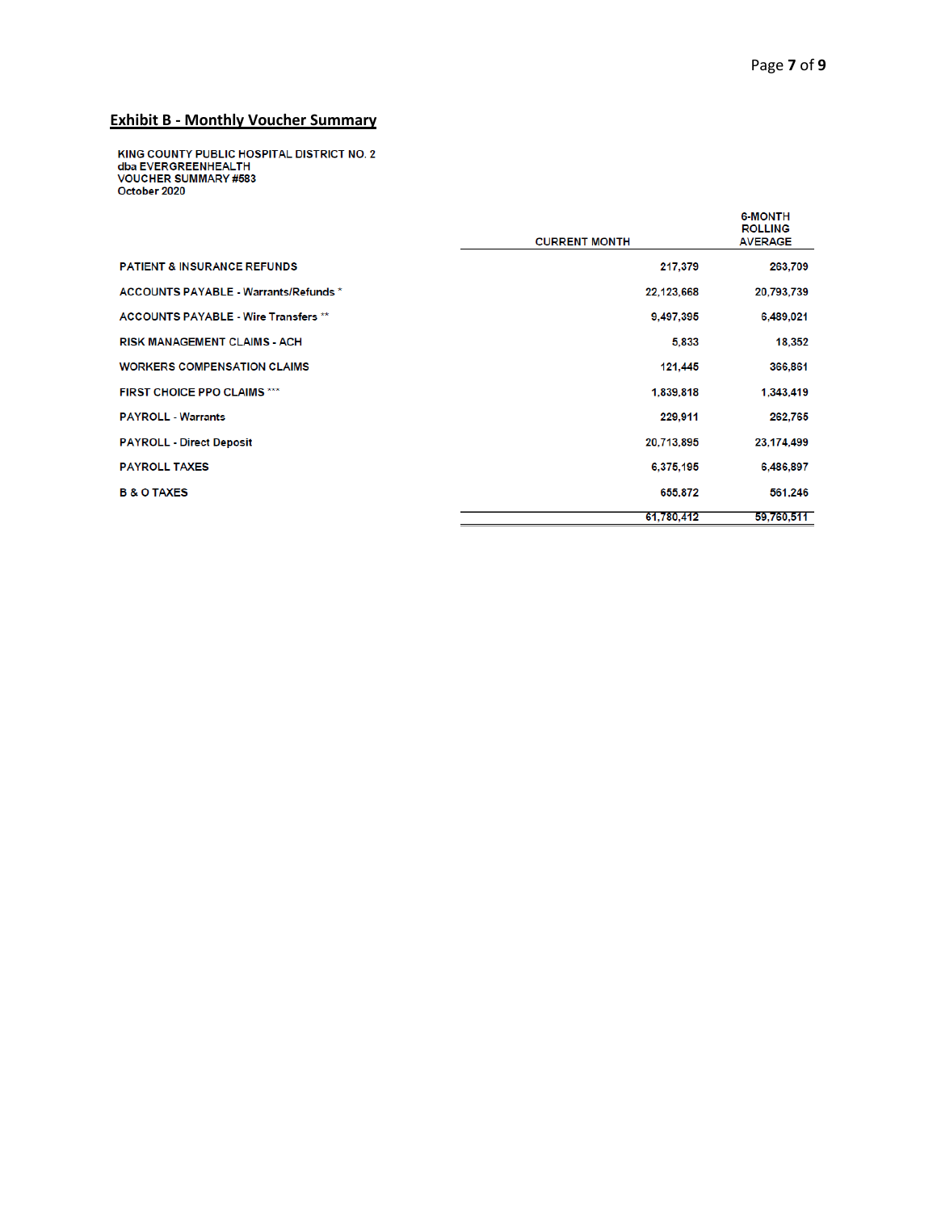## Exhibit B - Monthly Voucher Summary

**KING COUNTY PUBLIC HOSPITAL DISTRICT NO. 2**
**dba EVERGREENHEALTH**
**VOUCHER SUMMARY #583**
**October 2020**

| | CURRENT MONTH | 6-MONTH ROLLING AVERAGE |
|---|---|---|
| PATIENT & INSURANCE REFUNDS | 217,379 | 263,709 |
| ACCOUNTS PAYABLE - Warrants/Refunds * | 22,123,668 | 20,793,739 |
| ACCOUNTS PAYABLE - Wire Transfers ** | 9,497,395 | 6,489,021 |
| RISK MANAGEMENT CLAIMS - ACH | 5,833 | 18,352 |
| WORKERS COMPENSATION CLAIMS | 121,445 | 366,861 |
| FIRST CHOICE PPO CLAIMS *** | 1,839,818 | 1,343,419 |
| PAYROLL - Warrants | 229,911 | 262,765 |
| PAYROLL - Direct Deposit | 20,713,895 | 23,174,499 |
| PAYROLL TAXES | 6,375,195 | 6,486,897 |
| B & O TAXES | 655,872 | 561,246 |
| | 61,780,412 | 59,760,511 |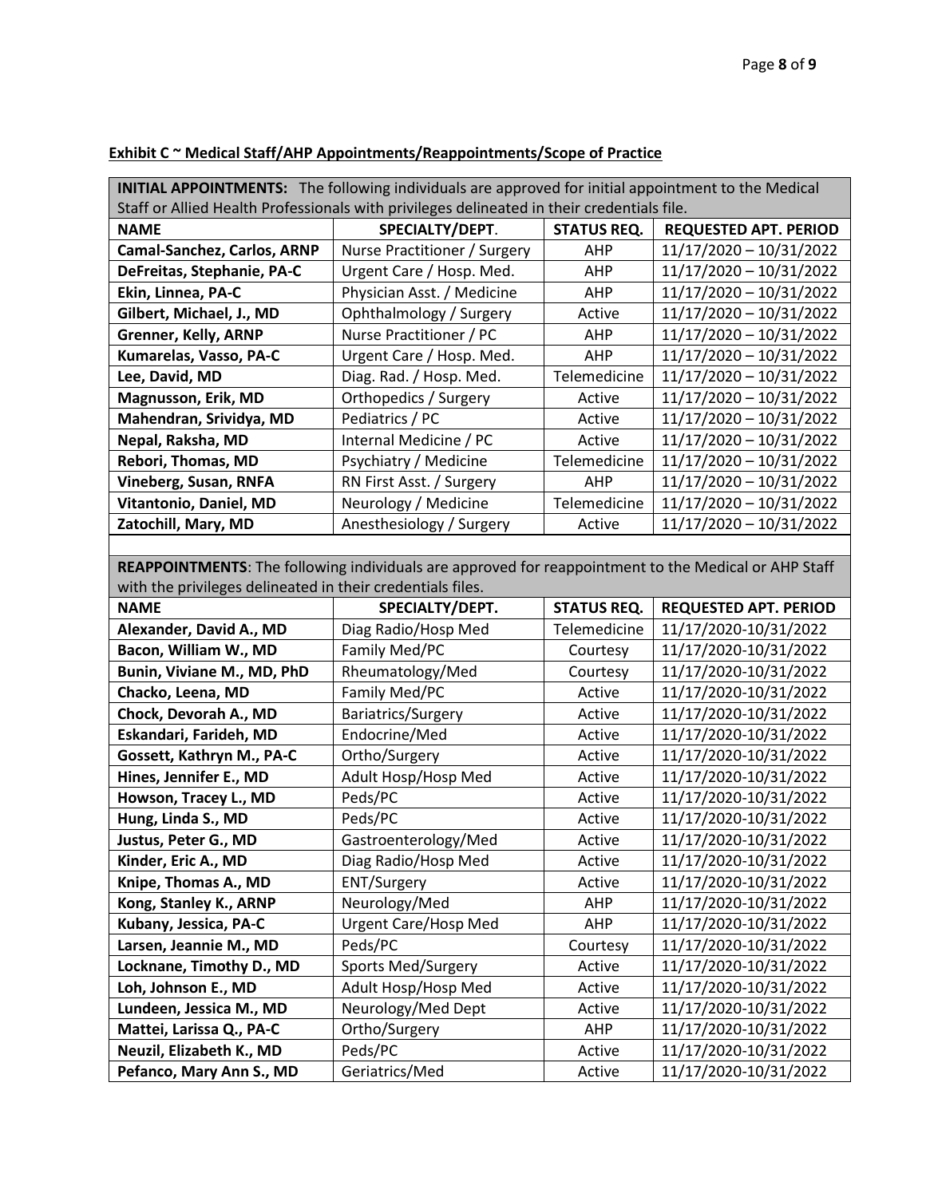**Exhibit C ~ Medical Staff/AHP Appointments/Reappointments/Scope of Practice**

| **INITIAL APPOINTMENTS:** The following individuals are approved for initial appointment to the Medical Staff or Allied Health Professionals with privileges delineated in their credentials file. | | | |
|---|---|---|---|
| **NAME** | **SPECIALTY/DEPT.** | **STATUS REQ.** | **REQUESTED APT. PERIOD** |
| **Camal-Sanchez, Carlos, ARNP** | Nurse Practitioner / Surgery | AHP | 11/17/2020 – 10/31/2022 |
| **DeFreitas, Stephanie, PA-C** | Urgent Care / Hosp. Med. | AHP | 11/17/2020 – 10/31/2022 |
| **Ekin, Linnea, PA-C** | Physician Asst. / Medicine | AHP | 11/17/2020 – 10/31/2022 |
| **Gilbert, Michael, J., MD** | Ophthalmology / Surgery | Active | 11/17/2020 – 10/31/2022 |
| **Grenner, Kelly, ARNP** | Nurse Practitioner / PC | AHP | 11/17/2020 – 10/31/2022 |
| **Kumarelas, Vasso, PA-C** | Urgent Care / Hosp. Med. | AHP | 11/17/2020 – 10/31/2022 |
| **Lee, David, MD** | Diag. Rad. / Hosp. Med. | Telemedicine | 11/17/2020 – 10/31/2022 |
| **Magnusson, Erik, MD** | Orthopedics / Surgery | Active | 11/17/2020 – 10/31/2022 |
| **Mahendran, Srividya, MD** | Pediatrics / PC | Active | 11/17/2020 – 10/31/2022 |
| **Nepal, Raksha, MD** | Internal Medicine / PC | Active | 11/17/2020 – 10/31/2022 |
| **Rebori, Thomas, MD** | Psychiatry / Medicine | Telemedicine | 11/17/2020 – 10/31/2022 |
| **Vineberg, Susan, RNFA** | RN First Asst. / Surgery | AHP | 11/17/2020 – 10/31/2022 |
| **Vitantonio, Daniel, MD** | Neurology / Medicine | Telemedicine | 11/17/2020 – 10/31/2022 |
| **Zatochill, Mary, MD** | Anesthesiology / Surgery | Active | 11/17/2020 – 10/31/2022 |

| **REAPPOINTMENTS**: The following individuals are approved for reappointment to the Medical or AHP Staff with the privileges delineated in their credentials files. | | | |
|---|---|---|---|
| **NAME** | **SPECIALTY/DEPT.** | **STATUS REQ.** | **REQUESTED APT. PERIOD** |
| **Alexander, David A., MD** | Diag Radio/Hosp Med | Telemedicine | 11/17/2020-10/31/2022 |
| **Bacon, William W., MD** | Family Med/PC | Courtesy | 11/17/2020-10/31/2022 |
| **Bunin, Viviane M., MD, PhD** | Rheumatology/Med | Courtesy | 11/17/2020-10/31/2022 |
| **Chacko, Leena, MD** | Family Med/PC | Active | 11/17/2020-10/31/2022 |
| **Chock, Devorah A., MD** | Bariatrics/Surgery | Active | 11/17/2020-10/31/2022 |
| **Eskandari, Farideh, MD** | Endocrine/Med | Active | 11/17/2020-10/31/2022 |
| **Gossett, Kathryn M., PA-C** | Ortho/Surgery | Active | 11/17/2020-10/31/2022 |
| **Hines, Jennifer E., MD** | Adult Hosp/Hosp Med | Active | 11/17/2020-10/31/2022 |
| **Howson, Tracey L., MD** | Peds/PC | Active | 11/17/2020-10/31/2022 |
| **Hung, Linda S., MD** | Peds/PC | Active | 11/17/2020-10/31/2022 |
| **Justus, Peter G., MD** | Gastroenterology/Med | Active | 11/17/2020-10/31/2022 |
| **Kinder, Eric A., MD** | Diag Radio/Hosp Med | Active | 11/17/2020-10/31/2022 |
| **Knipe, Thomas A., MD** | ENT/Surgery | Active | 11/17/2020-10/31/2022 |
| **Kong, Stanley K., ARNP** | Neurology/Med | AHP | 11/17/2020-10/31/2022 |
| **Kubany, Jessica, PA-C** | Urgent Care/Hosp Med | AHP | 11/17/2020-10/31/2022 |
| **Larsen, Jeannie M., MD** | Peds/PC | Courtesy | 11/17/2020-10/31/2022 |
| **Locknane, Timothy D., MD** | Sports Med/Surgery | Active | 11/17/2020-10/31/2022 |
| **Loh, Johnson E., MD** | Adult Hosp/Hosp Med | Active | 11/17/2020-10/31/2022 |
| **Lundeen, Jessica M., MD** | Neurology/Med Dept | Active | 11/17/2020-10/31/2022 |
| **Mattei, Larissa Q., PA-C** | Ortho/Surgery | AHP | 11/17/2020-10/31/2022 |
| **Neuzil, Elizabeth K., MD** | Peds/PC | Active | 11/17/2020-10/31/2022 |
| **Pefanco, Mary Ann S., MD** | Geriatrics/Med | Active | 11/17/2020-10/31/2022 |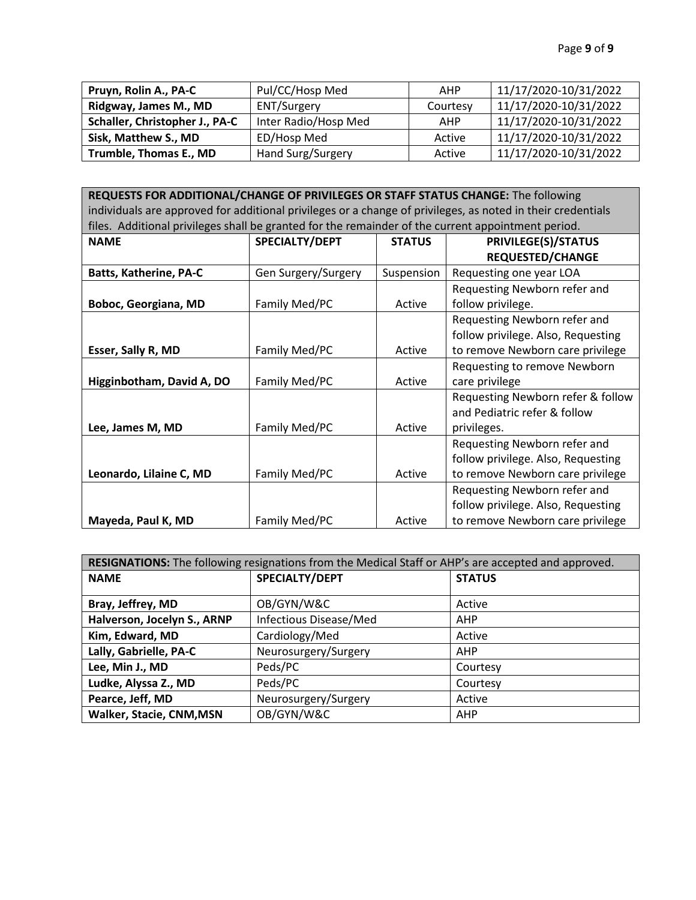| | | | |
|---|---|---|---|
| **Pruyn, Rolin A., PA-C** | Pul/CC/Hosp Med | AHP | 11/17/2020-10/31/2022 |
| **Ridgway, James M., MD** | ENT/Surgery | Courtesy | 11/17/2020-10/31/2022 |
| **Schaller, Christopher J., PA-C** | Inter Radio/Hosp Med | AHP | 11/17/2020-10/31/2022 |
| **Sisk, Matthew S., MD** | ED/Hosp Med | Active | 11/17/2020-10/31/2022 |
| **Trumble, Thomas E., MD** | Hand Surg/Surgery | Active | 11/17/2020-10/31/2022 |

**REQUESTS FOR ADDITIONAL/CHANGE OF PRIVILEGES OR STAFF STATUS CHANGE:** The following individuals are approved for additional privileges or a change of privileges, as noted in their credentials files. Additional privileges shall be granted for the remainder of the current appointment period.

| NAME | SPECIALTY/DEPT | STATUS | PRIVILEGE(S)/STATUS REQUESTED/CHANGE |
|---|---|---|---|
| **Batts, Katherine, PA-C** | Gen Surgery/Surgery | Suspension | Requesting one year LOA |
| **Boboc, Georgiana, MD** | Family Med/PC | Active | Requesting Newborn refer and follow privilege. |
| **Esser, Sally R, MD** | Family Med/PC | Active | Requesting Newborn refer and follow privilege. Also, Requesting to remove Newborn care privilege |
| **Higginbotham, David A, DO** | Family Med/PC | Active | Requesting to remove Newborn care privilege |
| **Lee, James M, MD** | Family Med/PC | Active | Requesting Newborn refer & follow and Pediatric refer & follow privileges. |
| **Leonardo, Lilaine C, MD** | Family Med/PC | Active | Requesting Newborn refer and follow privilege. Also, Requesting to remove Newborn care privilege |
| **Mayeda, Paul K, MD** | Family Med/PC | Active | Requesting Newborn refer and follow privilege. Also, Requesting to remove Newborn care privilege |

**RESIGNATIONS:** The following resignations from the Medical Staff or AHP's are accepted and approved.

| NAME | SPECIALTY/DEPT | STATUS |
|---|---|---|
| **Bray, Jeffrey, MD** | OB/GYN/W&C | Active |
| **Halverson, Jocelyn S., ARNP** | Infectious Disease/Med | AHP |
| **Kim, Edward, MD** | Cardiology/Med | Active |
| **Lally, Gabrielle, PA-C** | Neurosurgery/Surgery | AHP |
| **Lee, Min J., MD** | Peds/PC | Courtesy |
| **Ludke, Alyssa Z., MD** | Peds/PC | Courtesy |
| **Pearce, Jeff, MD** | Neurosurgery/Surgery | Active |
| **Walker, Stacie, CNM,MSN** | OB/GYN/W&C | AHP |